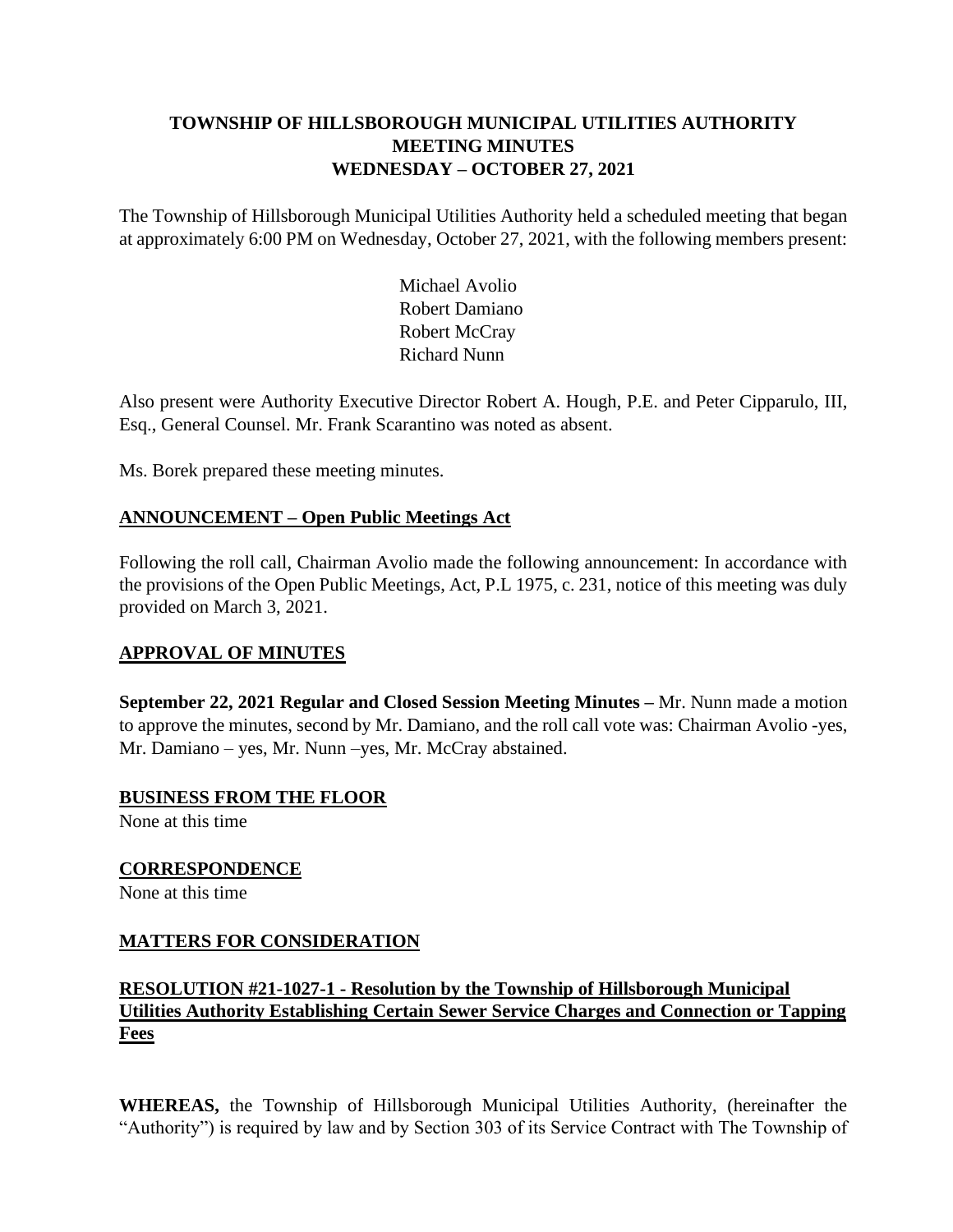**TOWNSHIP OF HILLSBOROUGH MUNICIPAL UTILITIES AUTHORITY**
**MEETING MINUTES**
**WEDNESDAY – OCTOBER 27, 2021**

The Township of Hillsborough Municipal Utilities Authority held a scheduled meeting that began at approximately 6:00 PM on Wednesday, October 27, 2021, with the following members present:

Michael Avolio
Robert Damiano
Robert McCray
Richard Nunn

Also present were Authority Executive Director Robert A. Hough, P.E. and Peter Cipparulo, III, Esq., General Counsel. Mr. Frank Scarantino was noted as absent.

Ms. Borek prepared these meeting minutes.

## ANNOUNCEMENT – Open Public Meetings Act

Following the roll call, Chairman Avolio made the following announcement: In accordance with the provisions of the Open Public Meetings, Act, P.L 1975, c. 231, notice of this meeting was duly provided on March 3, 2021.

## APPROVAL OF MINUTES

**September 22, 2021 Regular and Closed Session Meeting Minutes –** Mr. Nunn made a motion to approve the minutes, second by Mr. Damiano, and the roll call vote was: Chairman Avolio -yes, Mr. Damiano – yes, Mr. Nunn –yes, Mr. McCray abstained.

## BUSINESS FROM THE FLOOR

None at this time

## CORRESPONDENCE

None at this time

## MATTERS FOR CONSIDERATION

### RESOLUTION #21-1027-1 - Resolution by the Township of Hillsborough Municipal Utilities Authority Establishing Certain Sewer Service Charges and Connection or Tapping Fees

**WHEREAS,** the Township of Hillsborough Municipal Utilities Authority, (hereinafter the "Authority") is required by law and by Section 303 of its Service Contract with The Township of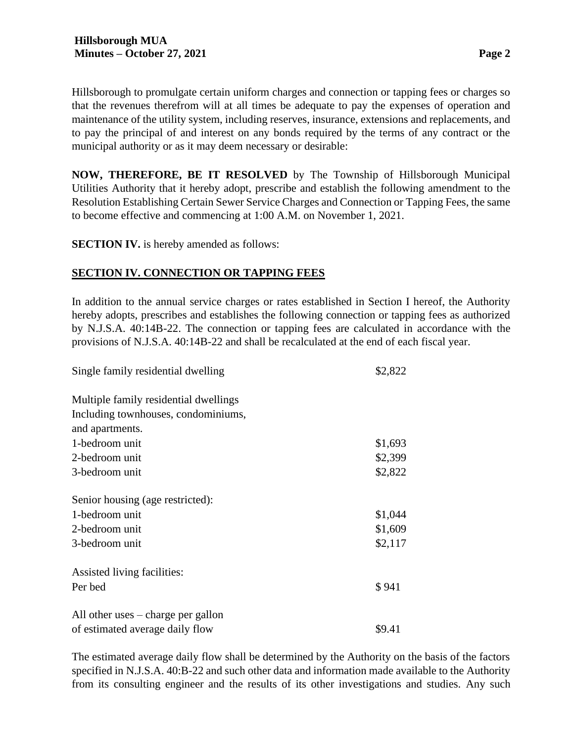Hillsborough to promulgate certain uniform charges and connection or tapping fees or charges so that the revenues therefrom will at all times be adequate to pay the expenses of operation and maintenance of the utility system, including reserves, insurance, extensions and replacements, and to pay the principal of and interest on any bonds required by the terms of any contract or the municipal authority or as it may deem necessary or desirable:

**NOW, THEREFORE, BE IT RESOLVED** by The Township of Hillsborough Municipal Utilities Authority that it hereby adopt, prescribe and establish the following amendment to the Resolution Establishing Certain Sewer Service Charges and Connection or Tapping Fees, the same to become effective and commencing at 1:00 A.M. on November 1, 2021.

**SECTION IV.** is hereby amended as follows:

**SECTION IV. CONNECTION OR TAPPING FEES**

In addition to the annual service charges or rates established in Section I hereof, the Authority hereby adopts, prescribes and establishes the following connection or tapping fees as authorized by N.J.S.A. 40:14B-22. The connection or tapping fees are calculated in accordance with the provisions of N.J.S.A. 40:14B-22 and shall be recalculated at the end of each fiscal year.

| | |
|---|---|
| Single family residential dwelling | $2,822 |
| Multiple family residential dwellings Including townhouses, condominiums, and apartments. | |
| 1-bedroom unit | $1,693 |
| 2-bedroom unit | $2,399 |
| 3-bedroom unit | $2,822 |
| Senior housing (age restricted): | |
| 1-bedroom unit | $1,044 |
| 2-bedroom unit | $1,609 |
| 3-bedroom unit | $2,117 |
| Assisted living facilities: | |
| Per bed | $ 941 |
| All other uses – charge per gallon of estimated average daily flow | $9.41 |

The estimated average daily flow shall be determined by the Authority on the basis of the factors specified in N.J.S.A. 40:B-22 and such other data and information made available to the Authority from its consulting engineer and the results of its other investigations and studies. Any such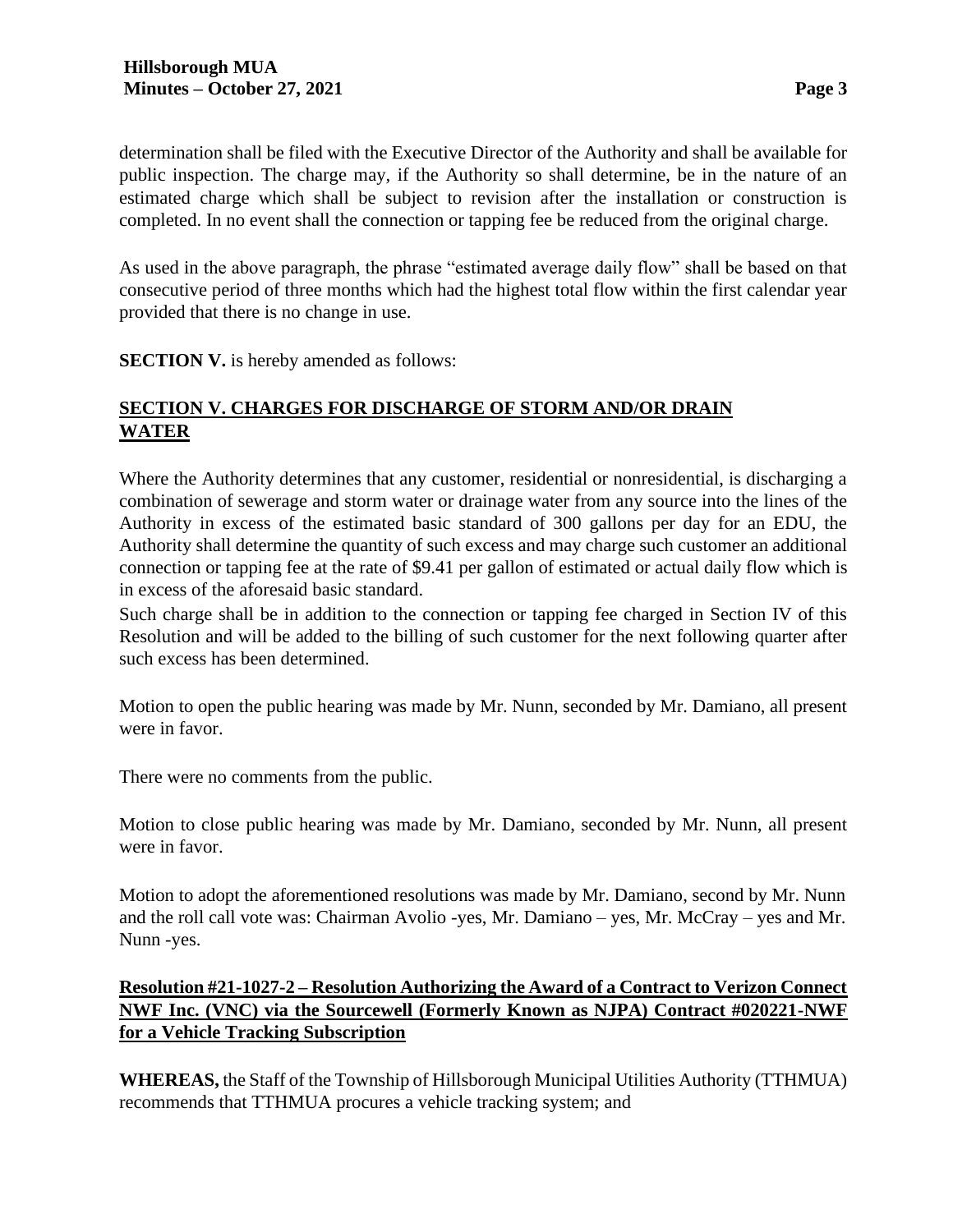determination shall be filed with the Executive Director of the Authority and shall be available for public inspection. The charge may, if the Authority so shall determine, be in the nature of an estimated charge which shall be subject to revision after the installation or construction is completed. In no event shall the connection or tapping fee be reduced from the original charge.

As used in the above paragraph, the phrase "estimated average daily flow" shall be based on that consecutive period of three months which had the highest total flow within the first calendar year provided that there is no change in use.

**SECTION V.** is hereby amended as follows:

**SECTION V. CHARGES FOR DISCHARGE OF STORM AND/OR DRAIN WATER**

Where the Authority determines that any customer, residential or nonresidential, is discharging a combination of sewerage and storm water or drainage water from any source into the lines of the Authority in excess of the estimated basic standard of 300 gallons per day for an EDU, the Authority shall determine the quantity of such excess and may charge such customer an additional connection or tapping fee at the rate of $9.41 per gallon of estimated or actual daily flow which is in excess of the aforesaid basic standard.

Such charge shall be in addition to the connection or tapping fee charged in Section IV of this Resolution and will be added to the billing of such customer for the next following quarter after such excess has been determined.

Motion to open the public hearing was made by Mr. Nunn, seconded by Mr. Damiano, all present were in favor.

There were no comments from the public.

Motion to close public hearing was made by Mr. Damiano, seconded by Mr. Nunn, all present were in favor.

Motion to adopt the aforementioned resolutions was made by Mr. Damiano, second by Mr. Nunn and the roll call vote was: Chairman Avolio -yes, Mr. Damiano – yes, Mr. McCray – yes and Mr. Nunn -yes.

**Resolution #21-1027-2 – Resolution Authorizing the Award of a Contract to Verizon Connect NWF Inc. (VNC) via the Sourcewell (Formerly Known as NJPA) Contract #020221-NWF for a Vehicle Tracking Subscription**

**WHEREAS,** the Staff of the Township of Hillsborough Municipal Utilities Authority (TTHMUA) recommends that TTHMUA procures a vehicle tracking system; and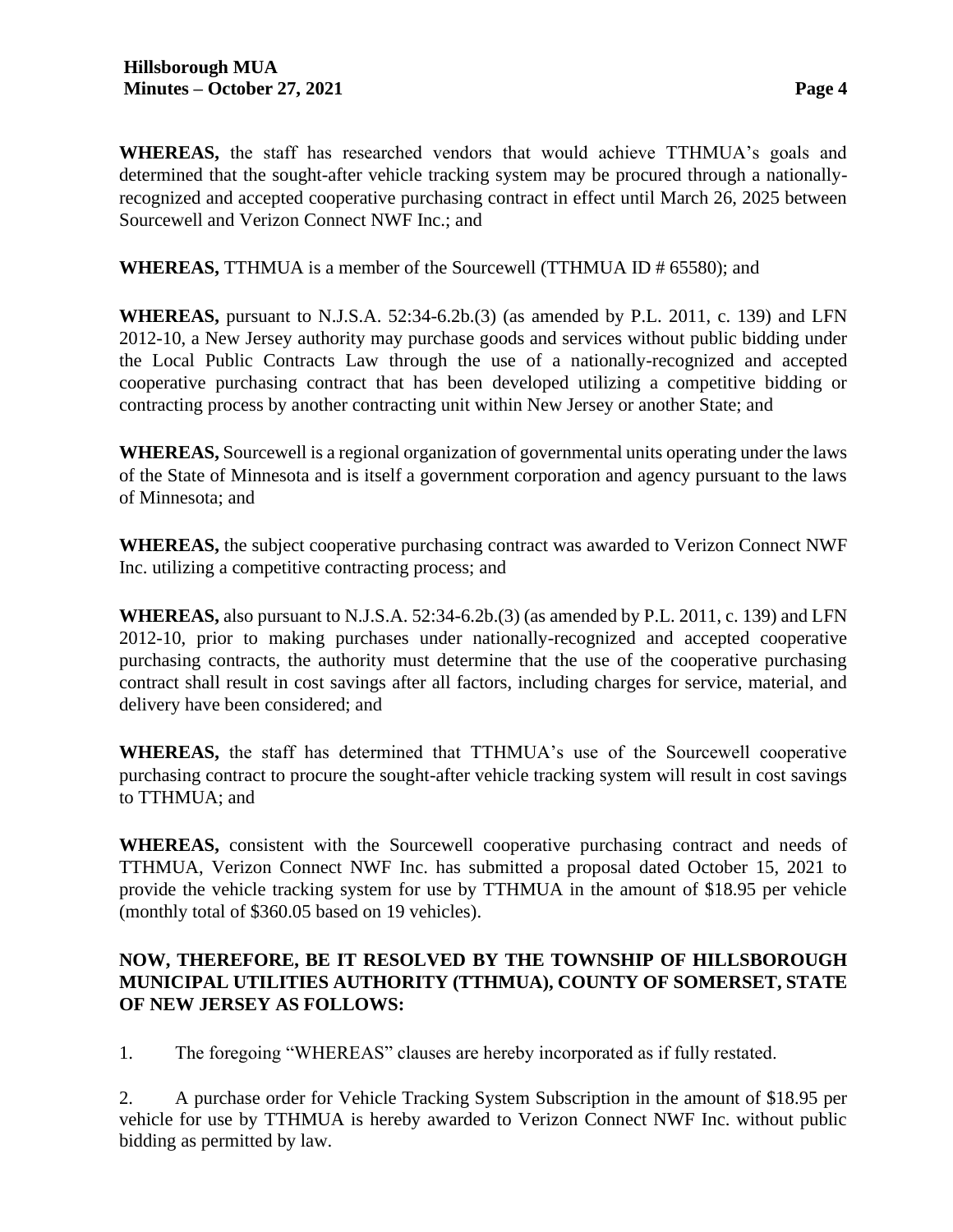**WHEREAS,** the staff has researched vendors that would achieve TTHMUA's goals and determined that the sought-after vehicle tracking system may be procured through a nationally-recognized and accepted cooperative purchasing contract in effect until March 26, 2025 between Sourcewell and Verizon Connect NWF Inc.; and

**WHEREAS,** TTHMUA is a member of the Sourcewell (TTHMUA ID # 65580); and

**WHEREAS,** pursuant to N.J.S.A. 52:34-6.2b.(3) (as amended by P.L. 2011, c. 139) and LFN 2012-10, a New Jersey authority may purchase goods and services without public bidding under the Local Public Contracts Law through the use of a nationally-recognized and accepted cooperative purchasing contract that has been developed utilizing a competitive bidding or contracting process by another contracting unit within New Jersey or another State; and

**WHEREAS,** Sourcewell is a regional organization of governmental units operating under the laws of the State of Minnesota and is itself a government corporation and agency pursuant to the laws of Minnesota; and

**WHEREAS,** the subject cooperative purchasing contract was awarded to Verizon Connect NWF Inc. utilizing a competitive contracting process; and

**WHEREAS,** also pursuant to N.J.S.A. 52:34-6.2b.(3) (as amended by P.L. 2011, c. 139) and LFN 2012-10, prior to making purchases under nationally-recognized and accepted cooperative purchasing contracts, the authority must determine that the use of the cooperative purchasing contract shall result in cost savings after all factors, including charges for service, material, and delivery have been considered; and

**WHEREAS,** the staff has determined that TTHMUA's use of the Sourcewell cooperative purchasing contract to procure the sought-after vehicle tracking system will result in cost savings to TTHMUA; and

**WHEREAS,** consistent with the Sourcewell cooperative purchasing contract and needs of TTHMUA, Verizon Connect NWF Inc. has submitted a proposal dated October 15, 2021 to provide the vehicle tracking system for use by TTHMUA in the amount of $18.95 per vehicle (monthly total of $360.05 based on 19 vehicles).

**NOW, THEREFORE, BE IT RESOLVED BY THE TOWNSHIP OF HILLSBOROUGH MUNICIPAL UTILITIES AUTHORITY (TTHMUA), COUNTY OF SOMERSET, STATE OF NEW JERSEY AS FOLLOWS:**

1. The foregoing "WHEREAS" clauses are hereby incorporated as if fully restated.

2. A purchase order for Vehicle Tracking System Subscription in the amount of $18.95 per vehicle for use by TTHMUA is hereby awarded to Verizon Connect NWF Inc. without public bidding as permitted by law.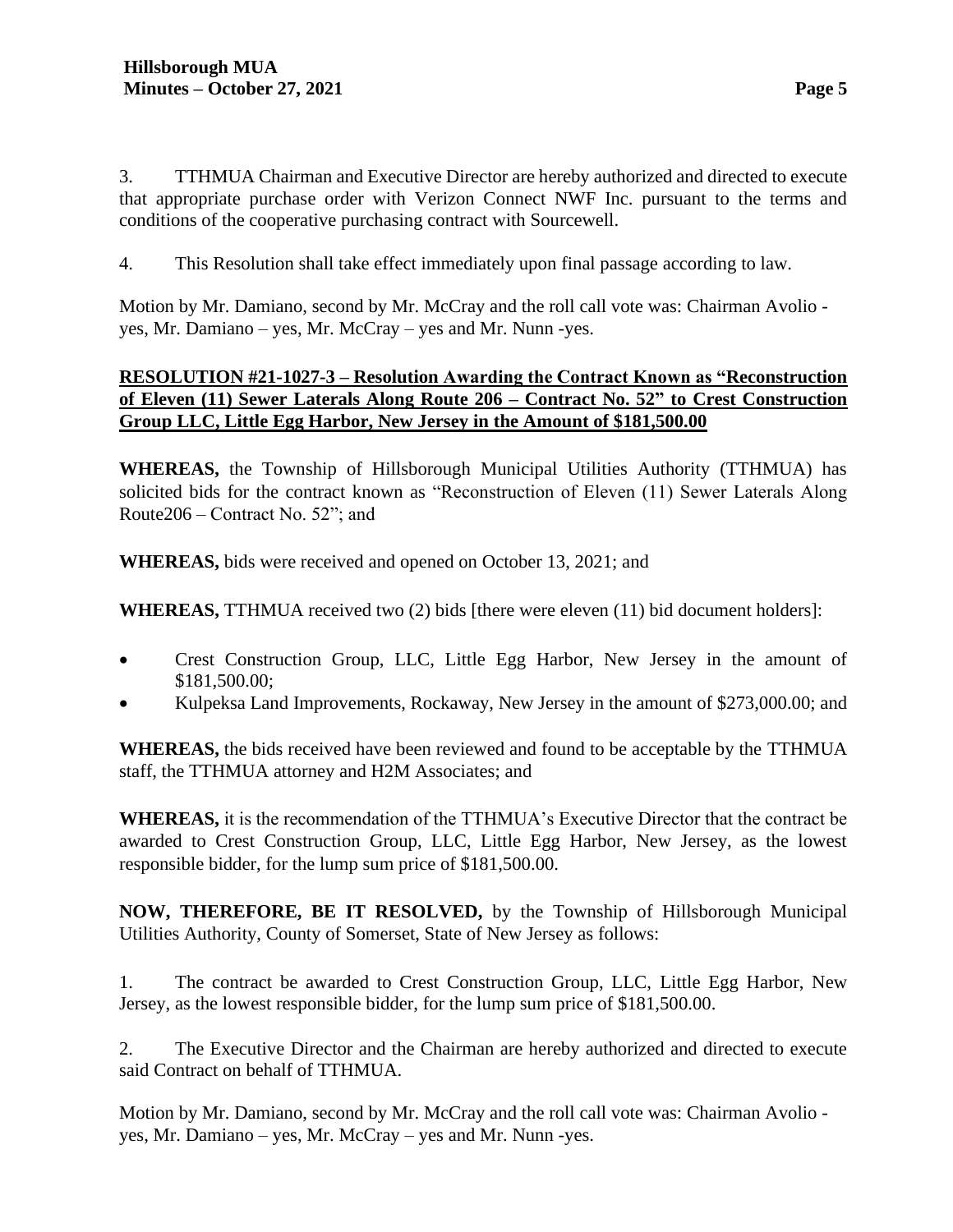3. TTHMUA Chairman and Executive Director are hereby authorized and directed to execute that appropriate purchase order with Verizon Connect NWF Inc. pursuant to the terms and conditions of the cooperative purchasing contract with Sourcewell.

4. This Resolution shall take effect immediately upon final passage according to law.

Motion by Mr. Damiano, second by Mr. McCray and the roll call vote was: Chairman Avolio - yes, Mr. Damiano – yes, Mr. McCray – yes and Mr. Nunn -yes.

**RESOLUTION #21-1027-3 – Resolution Awarding the Contract Known as "Reconstruction of Eleven (11) Sewer Laterals Along Route 206 – Contract No. 52" to Crest Construction Group LLC, Little Egg Harbor, New Jersey in the Amount of $181,500.00**

**WHEREAS,** the Township of Hillsborough Municipal Utilities Authority (TTHMUA) has solicited bids for the contract known as "Reconstruction of Eleven (11) Sewer Laterals Along Route206 – Contract No. 52"; and

**WHEREAS,** bids were received and opened on October 13, 2021; and

**WHEREAS,** TTHMUA received two (2) bids [there were eleven (11) bid document holders]:

- Crest Construction Group, LLC, Little Egg Harbor, New Jersey in the amount of $181,500.00;
- Kulpeksa Land Improvements, Rockaway, New Jersey in the amount of $273,000.00; and

**WHEREAS,** the bids received have been reviewed and found to be acceptable by the TTHMUA staff, the TTHMUA attorney and H2M Associates; and

**WHEREAS,** it is the recommendation of the TTHMUA's Executive Director that the contract be awarded to Crest Construction Group, LLC, Little Egg Harbor, New Jersey, as the lowest responsible bidder, for the lump sum price of $181,500.00.

**NOW, THEREFORE, BE IT RESOLVED,** by the Township of Hillsborough Municipal Utilities Authority, County of Somerset, State of New Jersey as follows:

1. The contract be awarded to Crest Construction Group, LLC, Little Egg Harbor, New Jersey, as the lowest responsible bidder, for the lump sum price of $181,500.00.

2. The Executive Director and the Chairman are hereby authorized and directed to execute said Contract on behalf of TTHMUA.

Motion by Mr. Damiano, second by Mr. McCray and the roll call vote was: Chairman Avolio - yes, Mr. Damiano – yes, Mr. McCray – yes and Mr. Nunn -yes.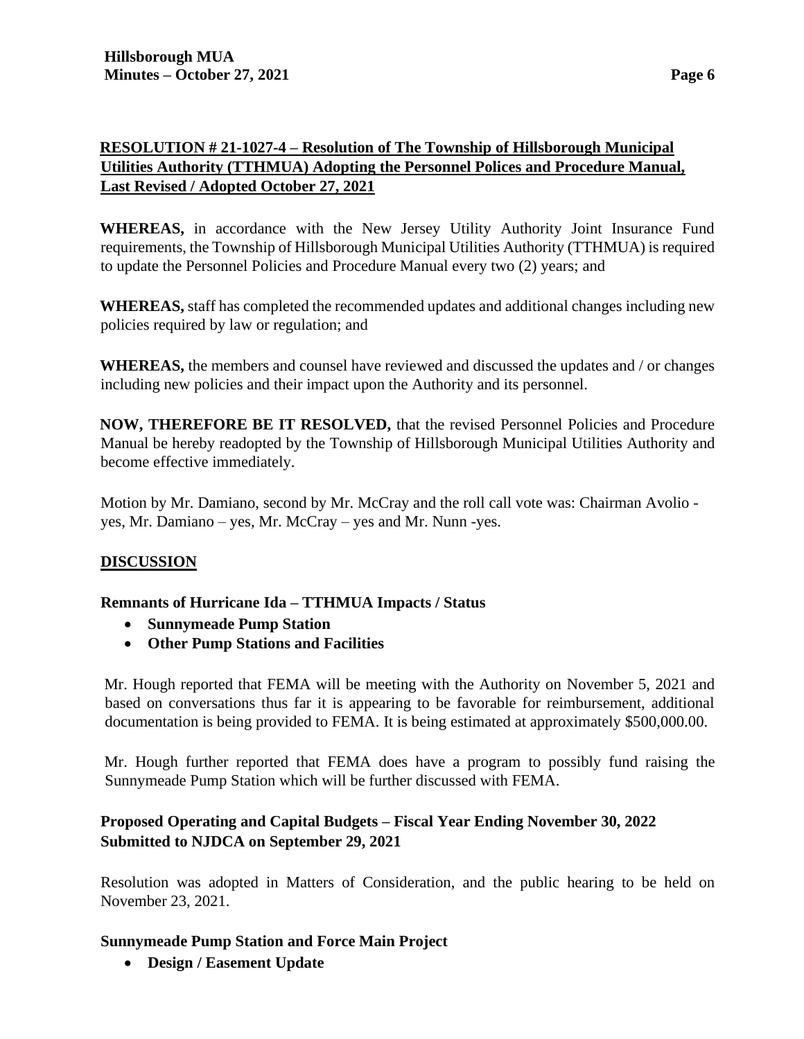**RESOLUTION # 21-1027-4 – Resolution of The Township of Hillsborough Municipal Utilities Authority (TTHMUA) Adopting the Personnel Polices and Procedure Manual, Last Revised / Adopted October 27, 2021**

**WHEREAS,** in accordance with the New Jersey Utility Authority Joint Insurance Fund requirements, the Township of Hillsborough Municipal Utilities Authority (TTHMUA) is required to update the Personnel Policies and Procedure Manual every two (2) years; and

**WHEREAS,** staff has completed the recommended updates and additional changes including new policies required by law or regulation; and

**WHEREAS,** the members and counsel have reviewed and discussed the updates and / or changes including new policies and their impact upon the Authority and its personnel.

**NOW, THEREFORE BE IT RESOLVED,** that the revised Personnel Policies and Procedure Manual be hereby readopted by the Township of Hillsborough Municipal Utilities Authority and become effective immediately.

Motion by Mr. Damiano, second by Mr. McCray and the roll call vote was: Chairman Avolio - yes, Mr. Damiano – yes, Mr. McCray – yes and Mr. Nunn -yes.

## DISCUSSION

**Remnants of Hurricane Ida – TTHMUA Impacts / Status**

- **Sunnymeade Pump Station**
- **Other Pump Stations and Facilities**

Mr. Hough reported that FEMA will be meeting with the Authority on November 5, 2021 and based on conversations thus far it is appearing to be favorable for reimbursement, additional documentation is being provided to FEMA. It is being estimated at approximately $500,000.00.

Mr. Hough further reported that FEMA does have a program to possibly fund raising the Sunnymeade Pump Station which will be further discussed with FEMA.

**Proposed Operating and Capital Budgets – Fiscal Year Ending November 30, 2022 Submitted to NJDCA on September 29, 2021**

Resolution was adopted in Matters of Consideration, and the public hearing to be held on November 23, 2021.

**Sunnymeade Pump Station and Force Main Project**

- **Design / Easement Update**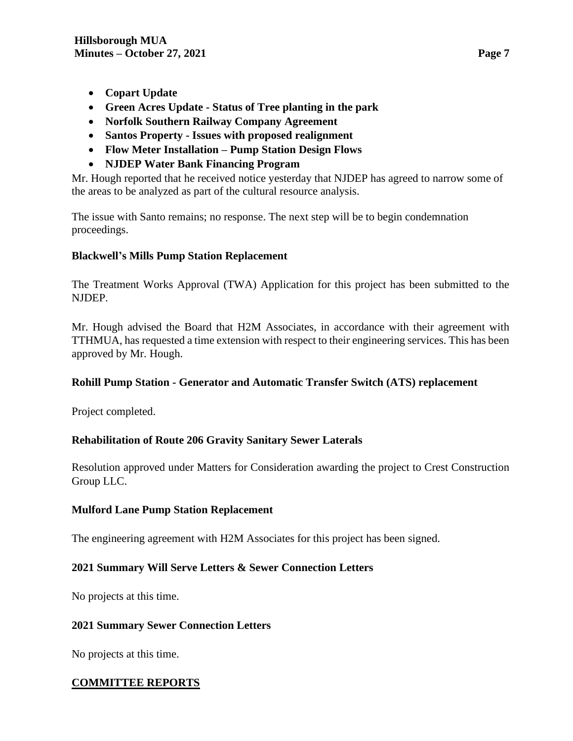- **Copart Update**
- **Green Acres Update - Status of Tree planting in the park**
- **Norfolk Southern Railway Company Agreement**
- **Santos Property - Issues with proposed realignment**
- **Flow Meter Installation – Pump Station Design Flows**
- **NJDEP Water Bank Financing Program**

Mr. Hough reported that he received notice yesterday that NJDEP has agreed to narrow some of the areas to be analyzed as part of the cultural resource analysis.

The issue with Santo remains; no response. The next step will be to begin condemnation proceedings.

**Blackwell's Mills Pump Station Replacement**

The Treatment Works Approval (TWA) Application for this project has been submitted to the NJDEP.

Mr. Hough advised the Board that H2M Associates, in accordance with their agreement with TTHMUA, has requested a time extension with respect to their engineering services. This has been approved by Mr. Hough.

**Rohill Pump Station - Generator and Automatic Transfer Switch (ATS) replacement**

Project completed.

**Rehabilitation of Route 206 Gravity Sanitary Sewer Laterals**

Resolution approved under Matters for Consideration awarding the project to Crest Construction Group LLC.

**Mulford Lane Pump Station Replacement**

The engineering agreement with H2M Associates for this project has been signed.

**2021 Summary Will Serve Letters & Sewer Connection Letters**

No projects at this time.

**2021 Summary Sewer Connection Letters**

No projects at this time.

## COMMITTEE REPORTS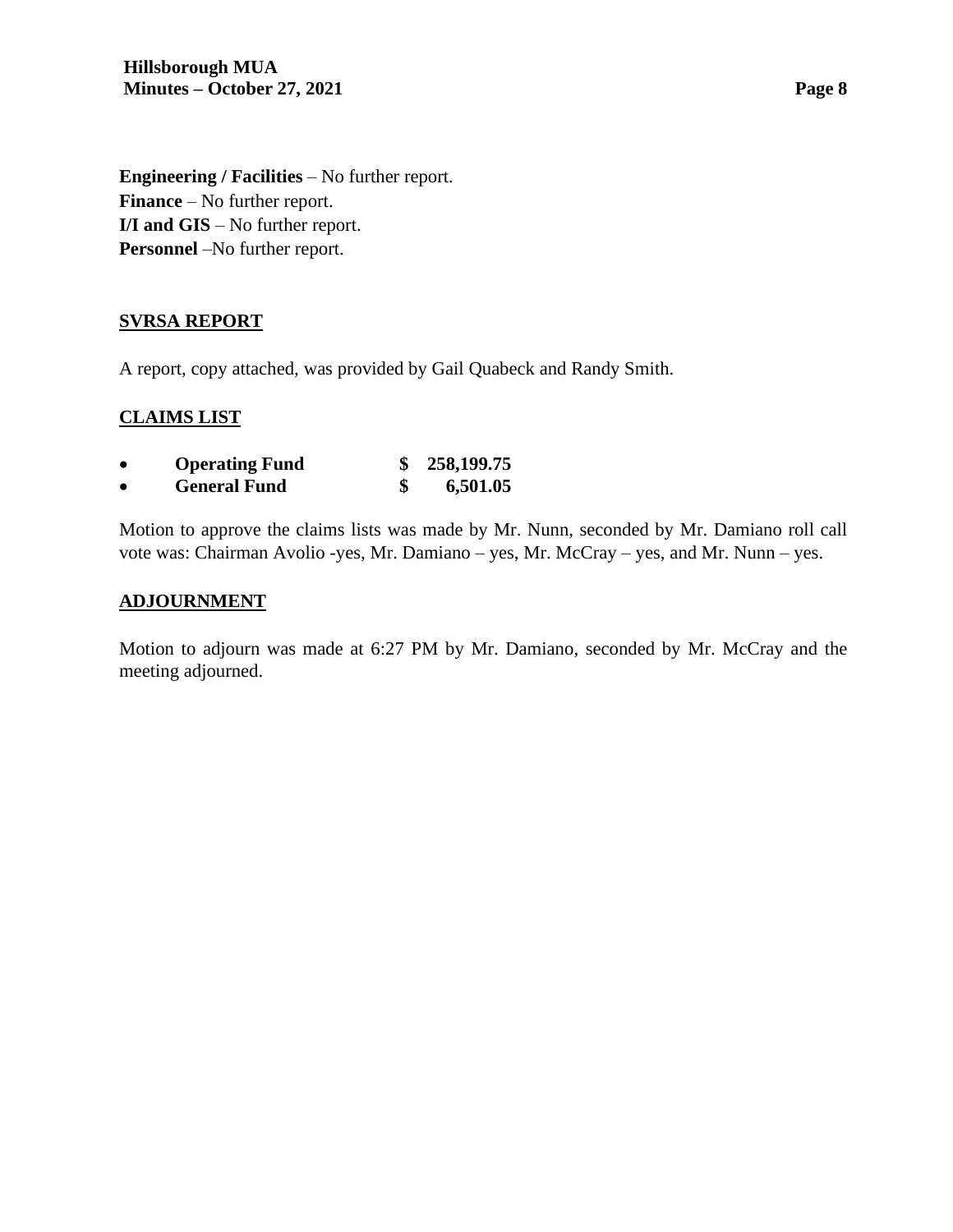**Engineering / Facilities** – No further report.
**Finance** – No further report.
**I/I and GIS** – No further report.
**Personnel** –No further report.

## SVRSA REPORT

A report, copy attached, was provided by Gail Quabeck and Randy Smith.

## CLAIMS LIST

- **Operating Fund** **$ 258,199.75**
- **General Fund** **$ 6,501.05**

Motion to approve the claims lists was made by Mr. Nunn, seconded by Mr. Damiano roll call vote was: Chairman Avolio -yes, Mr. Damiano – yes, Mr. McCray – yes, and Mr. Nunn – yes.

## ADJOURNMENT

Motion to adjourn was made at 6:27 PM by Mr. Damiano, seconded by Mr. McCray and the meeting adjourned.